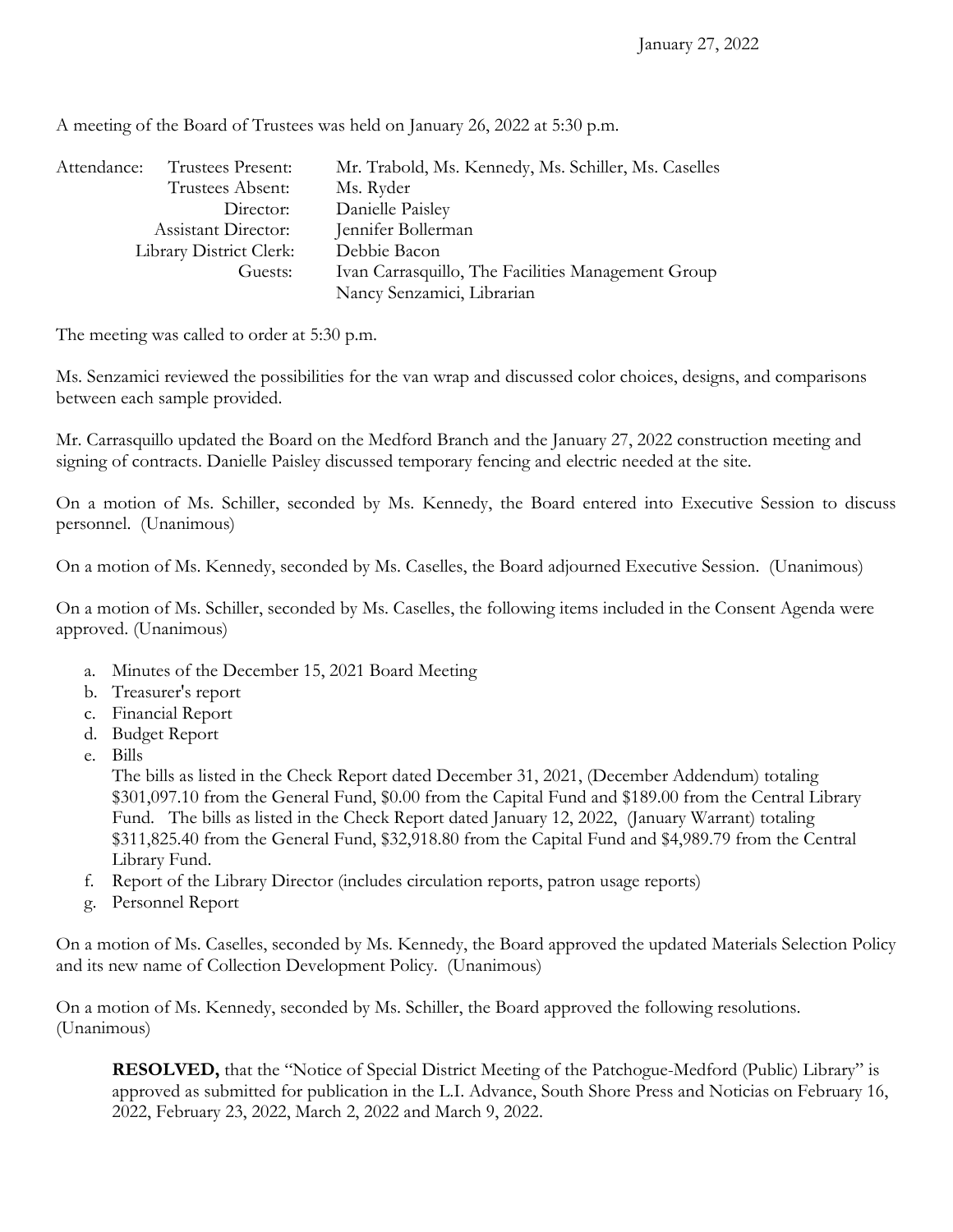January 27, 2022

A meeting of the Board of Trustees was held on January 26, 2022 at 5:30 p.m.

Attendance:
- Trustees Present: Mr. Trabold, Ms. Kennedy, Ms. Schiller, Ms. Caselles
- Trustees Absent: Ms. Ryder
- Director: Danielle Paisley
- Assistant Director: Jennifer Bollerman
- Library District Clerk: Debbie Bacon
- Guests: Ivan Carrasquillo, The Facilities Management Group; Nancy Senzamici, Librarian

The meeting was called to order at 5:30 p.m.

Ms. Senzamici reviewed the possibilities for the van wrap and discussed color choices, designs, and comparisons between each sample provided.

Mr. Carrasquillo updated the Board on the Medford Branch and the January 27, 2022 construction meeting and signing of contracts. Danielle Paisley discussed temporary fencing and electric needed at the site.

On a motion of Ms. Schiller, seconded by Ms. Kennedy, the Board entered into Executive Session to discuss personnel. (Unanimous)

On a motion of Ms. Kennedy, seconded by Ms. Caselles, the Board adjourned Executive Session. (Unanimous)

On a motion of Ms. Schiller, seconded by Ms. Caselles, the following items included in the Consent Agenda were approved. (Unanimous)

a. Minutes of the December 15, 2021 Board Meeting
b. Treasurer's report
c. Financial Report
d. Budget Report
e. Bills
   The bills as listed in the Check Report dated December 31, 2021, (December Addendum) totaling $301,097.10 from the General Fund, $0.00 from the Capital Fund and $189.00 from the Central Library Fund. The bills as listed in the Check Report dated January 12, 2022, (January Warrant) totaling $311,825.40 from the General Fund, $32,918.80 from the Capital Fund and $4,989.79 from the Central Library Fund.
f. Report of the Library Director (includes circulation reports, patron usage reports)
g. Personnel Report

On a motion of Ms. Caselles, seconded by Ms. Kennedy, the Board approved the updated Materials Selection Policy and its new name of Collection Development Policy. (Unanimous)

On a motion of Ms. Kennedy, seconded by Ms. Schiller, the Board approved the following resolutions. (Unanimous)

> **RESOLVED,** that the "Notice of Special District Meeting of the Patchogue-Medford (Public) Library" is approved as submitted for publication in the L.I. Advance, South Shore Press and Noticias on February 16, 2022, February 23, 2022, March 2, 2022 and March 9, 2022.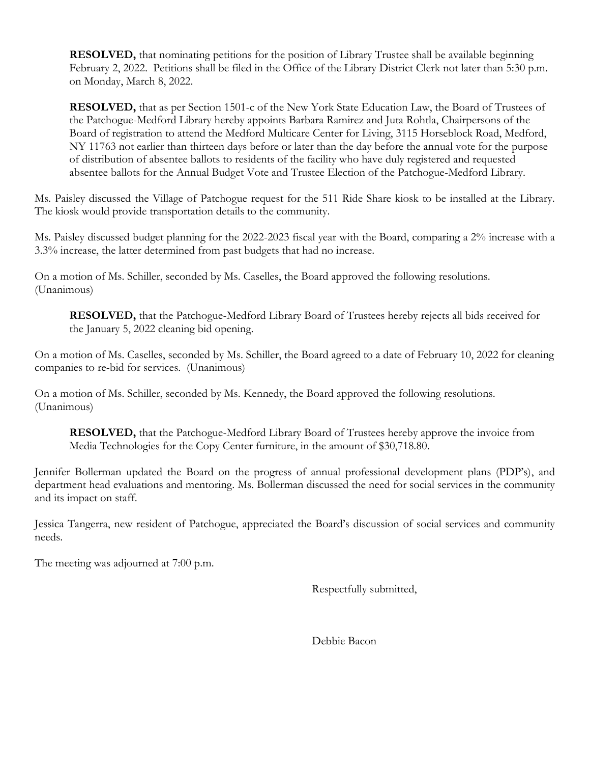**RESOLVED,** that nominating petitions for the position of Library Trustee shall be available beginning February 2, 2022. Petitions shall be filed in the Office of the Library District Clerk not later than 5:30 p.m. on Monday, March 8, 2022.

**RESOLVED,** that as per Section 1501-c of the New York State Education Law, the Board of Trustees of the Patchogue-Medford Library hereby appoints Barbara Ramirez and Juta Rohtla, Chairpersons of the Board of registration to attend the Medford Multicare Center for Living, 3115 Horseblock Road, Medford, NY 11763 not earlier than thirteen days before or later than the day before the annual vote for the purpose of distribution of absentee ballots to residents of the facility who have duly registered and requested absentee ballots for the Annual Budget Vote and Trustee Election of the Patchogue-Medford Library.

Ms. Paisley discussed the Village of Patchogue request for the 511 Ride Share kiosk to be installed at the Library. The kiosk would provide transportation details to the community.

Ms. Paisley discussed budget planning for the 2022-2023 fiscal year with the Board, comparing a 2% increase with a 3.3% increase, the latter determined from past budgets that had no increase.

On a motion of Ms. Schiller, seconded by Ms. Caselles, the Board approved the following resolutions. (Unanimous)

**RESOLVED,** that the Patchogue-Medford Library Board of Trustees hereby rejects all bids received for the January 5, 2022 cleaning bid opening.

On a motion of Ms. Caselles, seconded by Ms. Schiller, the Board agreed to a date of February 10, 2022 for cleaning companies to re-bid for services. (Unanimous)

On a motion of Ms. Schiller, seconded by Ms. Kennedy, the Board approved the following resolutions. (Unanimous)

**RESOLVED,** that the Patchogue-Medford Library Board of Trustees hereby approve the invoice from Media Technologies for the Copy Center furniture, in the amount of $30,718.80.

Jennifer Bollerman updated the Board on the progress of annual professional development plans (PDP's), and department head evaluations and mentoring. Ms. Bollerman discussed the need for social services in the community and its impact on staff.

Jessica Tangerra, new resident of Patchogue, appreciated the Board's discussion of social services and community needs.

The meeting was adjourned at 7:00 p.m.

Respectfully submitted,

Debbie Bacon